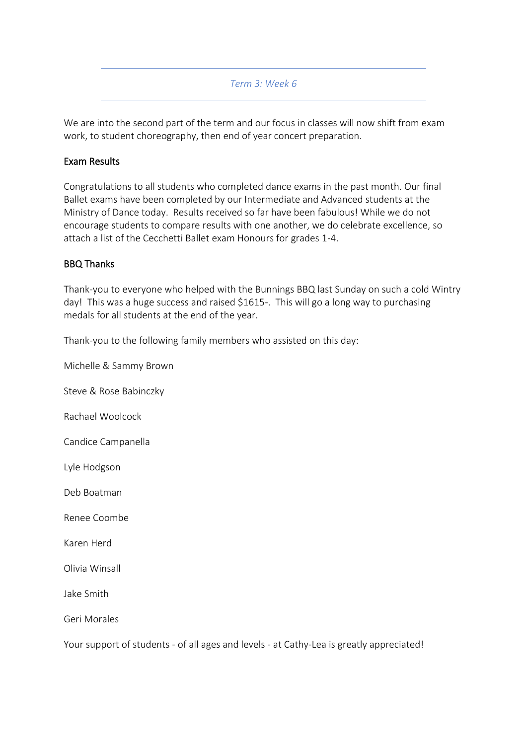*Term 3: Week 6*

---

We are into the second part of the term and our focus in classes will now shift from exam work, to student choreography, then end of year concert preparation.

## Exam Results

Congratulations to all students who completed dance exams in the past month. Our final Ballet exams have been completed by our Intermediate and Advanced students at the Ministry of Dance today. Results received so far have been fabulous! While we do not encourage students to compare results with one another, we do celebrate excellence, so attach a list of the Cecchetti Ballet exam Honours for grades 1-4.

## BBQ Thanks

Thank-you to everyone who helped with the Bunnings BBQ last Sunday on such a cold Wintry day! This was a huge success and raised $1615-. This will go a long way to purchasing medals for all students at the end of the year.

Thank-you to the following family members who assisted on this day:

Michelle & Sammy Brown

Steve & Rose Babinczky

Rachael Woolcock

Candice Campanella

Lyle Hodgson

Deb Boatman

Renee Coombe

Karen Herd

Olivia Winsall

Jake Smith

Geri Morales

Your support of students - of all ages and levels - at Cathy-Lea is greatly appreciated!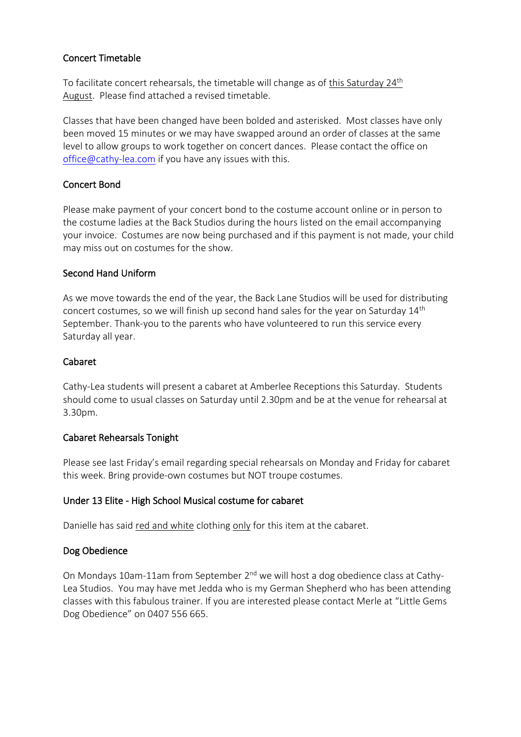## Concert Timetable

To facilitate concert rehearsals, the timetable will change as of this Saturday 24th August. Please find attached a revised timetable.

Classes that have been changed have been bolded and asterisked. Most classes have only been moved 15 minutes or we may have swapped around an order of classes at the same level to allow groups to work together on concert dances. Please contact the office on office@cathy-lea.com if you have any issues with this.

## Concert Bond

Please make payment of your concert bond to the costume account online or in person to the costume ladies at the Back Studios during the hours listed on the email accompanying your invoice. Costumes are now being purchased and if this payment is not made, your child may miss out on costumes for the show.

## Second Hand Uniform

As we move towards the end of the year, the Back Lane Studios will be used for distributing concert costumes, so we will finish up second hand sales for the year on Saturday 14th September. Thank-you to the parents who have volunteered to run this service every Saturday all year.

## Cabaret

Cathy-Lea students will present a cabaret at Amberlee Receptions this Saturday. Students should come to usual classes on Saturday until 2.30pm and be at the venue for rehearsal at 3.30pm.

## Cabaret Rehearsals Tonight

Please see last Friday's email regarding special rehearsals on Monday and Friday for cabaret this week. Bring provide-own costumes but NOT troupe costumes.

## Under 13 Elite - High School Musical costume for cabaret

Danielle has said red and white clothing only for this item at the cabaret.

## Dog Obedience

On Mondays 10am-11am from September 2nd we will host a dog obedience class at Cathy-Lea Studios. You may have met Jedda who is my German Shepherd who has been attending classes with this fabulous trainer. If you are interested please contact Merle at "Little Gems Dog Obedience" on 0407 556 665.